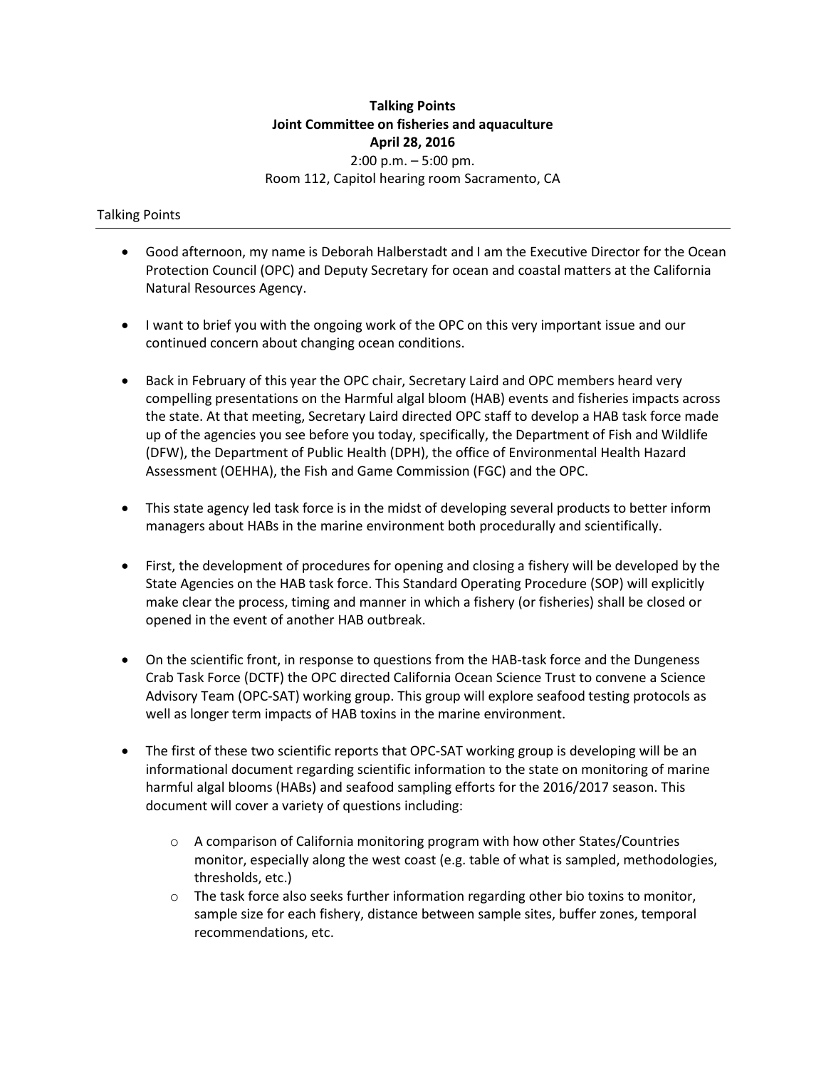**Talking Points**
**Joint Committee on fisheries and aquaculture**
**April 28, 2016**
2:00 p.m. – 5:00 pm.
Room 112, Capitol hearing room Sacramento, CA

## Talking Points

- Good afternoon, my name is Deborah Halberstadt and I am the Executive Director for the Ocean Protection Council (OPC) and Deputy Secretary for ocean and coastal matters at the California Natural Resources Agency.

- I want to brief you with the ongoing work of the OPC on this very important issue and our continued concern about changing ocean conditions.

- Back in February of this year the OPC chair, Secretary Laird and OPC members heard very compelling presentations on the Harmful algal bloom (HAB) events and fisheries impacts across the state. At that meeting, Secretary Laird directed OPC staff to develop a HAB task force made up of the agencies you see before you today, specifically, the Department of Fish and Wildlife (DFW), the Department of Public Health (DPH), the office of Environmental Health Hazard Assessment (OEHHA), the Fish and Game Commission (FGC) and the OPC.

- This state agency led task force is in the midst of developing several products to better inform managers about HABs in the marine environment both procedurally and scientifically.

- First, the development of procedures for opening and closing a fishery will be developed by the State Agencies on the HAB task force. This Standard Operating Procedure (SOP) will explicitly make clear the process, timing and manner in which a fishery (or fisheries) shall be closed or opened in the event of another HAB outbreak.

- On the scientific front, in response to questions from the HAB-task force and the Dungeness Crab Task Force (DCTF) the OPC directed California Ocean Science Trust to convene a Science Advisory Team (OPC-SAT) working group. This group will explore seafood testing protocols as well as longer term impacts of HAB toxins in the marine environment.

- The first of these two scientific reports that OPC-SAT working group is developing will be an informational document regarding scientific information to the state on monitoring of marine harmful algal blooms (HABs) and seafood sampling efforts for the 2016/2017 season. This document will cover a variety of questions including:
    - A comparison of California monitoring program with how other States/Countries monitor, especially along the west coast (e.g. table of what is sampled, methodologies, thresholds, etc.)
    - The task force also seeks further information regarding other bio toxins to monitor, sample size for each fishery, distance between sample sites, buffer zones, temporal recommendations, etc.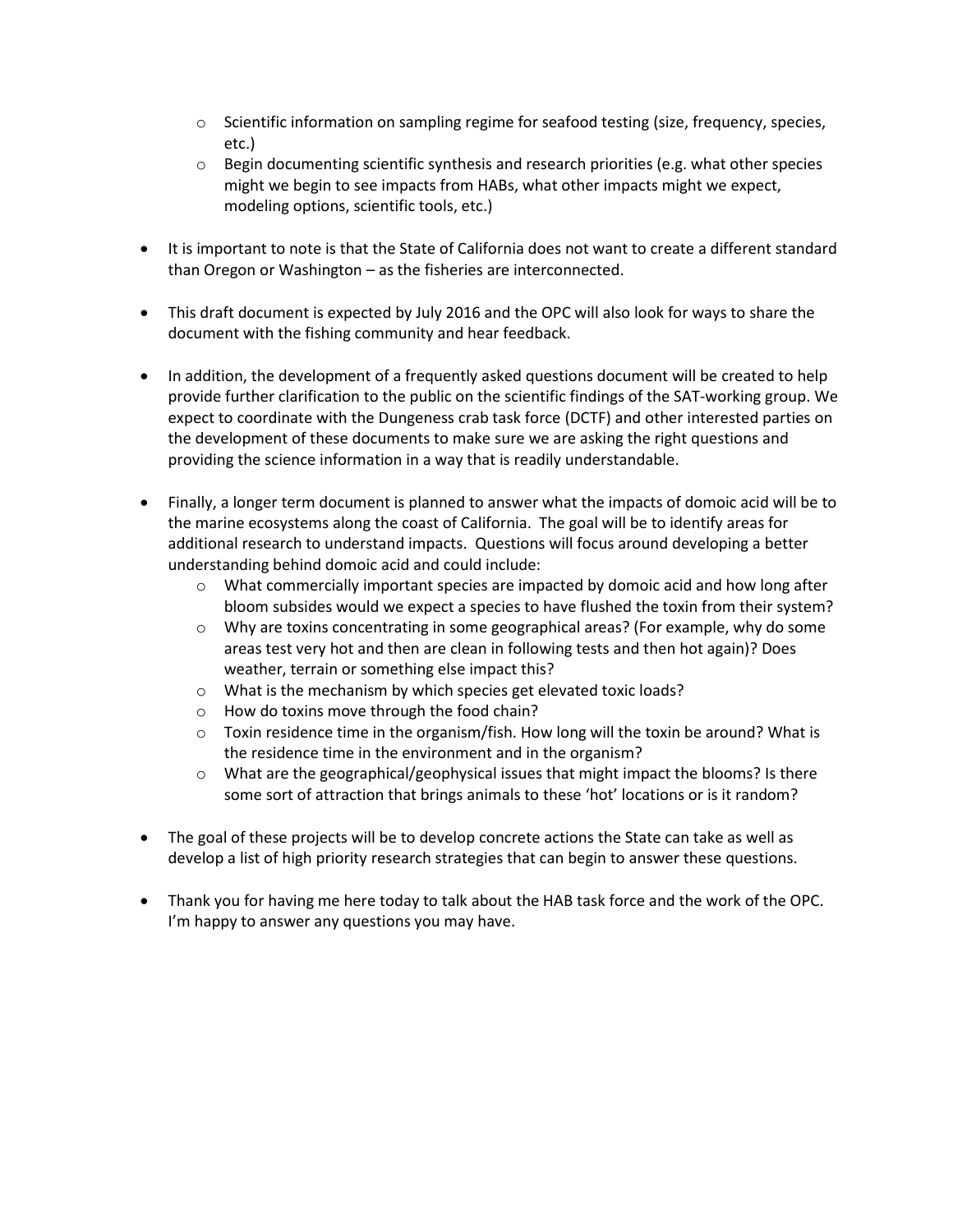- Scientific information on sampling regime for seafood testing (size, frequency, species, etc.)
    - Begin documenting scientific synthesis and research priorities (e.g. what other species might we begin to see impacts from HABs, what other impacts might we expect, modeling options, scientific tools, etc.)

- It is important to note is that the State of California does not want to create a different standard than Oregon or Washington – as the fisheries are interconnected.

- This draft document is expected by July 2016 and the OPC will also look for ways to share the document with the fishing community and hear feedback.

- In addition, the development of a frequently asked questions document will be created to help provide further clarification to the public on the scientific findings of the SAT-working group. We expect to coordinate with the Dungeness crab task force (DCTF) and other interested parties on the development of these documents to make sure we are asking the right questions and providing the science information in a way that is readily understandable.

- Finally, a longer term document is planned to answer what the impacts of domoic acid will be to the marine ecosystems along the coast of California. The goal will be to identify areas for additional research to understand impacts. Questions will focus around developing a better understanding behind domoic acid and could include:
    - What commercially important species are impacted by domoic acid and how long after bloom subsides would we expect a species to have flushed the toxin from their system?
    - Why are toxins concentrating in some geographical areas? (For example, why do some areas test very hot and then are clean in following tests and then hot again)? Does weather, terrain or something else impact this?
    - What is the mechanism by which species get elevated toxic loads?
    - How do toxins move through the food chain?
    - Toxin residence time in the organism/fish. How long will the toxin be around? What is the residence time in the environment and in the organism?
    - What are the geographical/geophysical issues that might impact the blooms? Is there some sort of attraction that brings animals to these 'hot' locations or is it random?

- The goal of these projects will be to develop concrete actions the State can take as well as develop a list of high priority research strategies that can begin to answer these questions.

- Thank you for having me here today to talk about the HAB task force and the work of the OPC. I'm happy to answer any questions you may have.